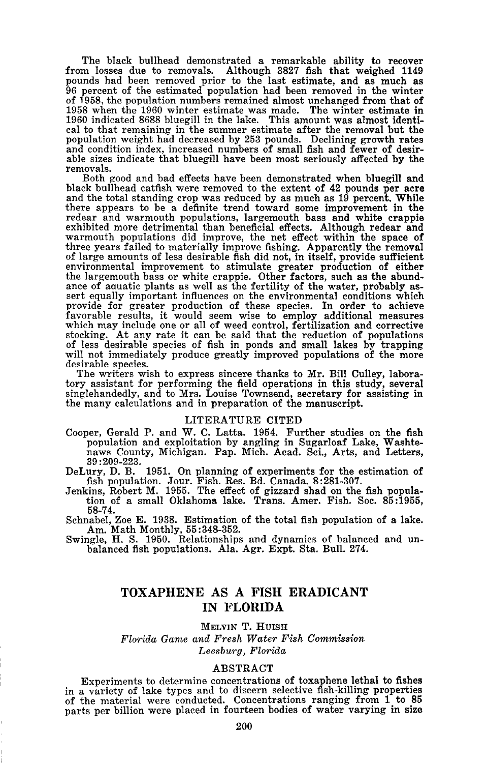The black bullhead demonstrated a remarkable ability to recover from losses due to removals. Although 3827 fish that weighed 1149 pounds had been removed prior to the last estimate, and as much as 96 percent of the estimated population had been removed in the winter of 1958, the population numbers remained almost unchanged from that of 1958 when the 1960 winter estimate was made. The winter estimate in 1960 indicated 8688 bluegill in the lake. This amount was almost identical to that remaining in the summer estimate after the removal but the population weight had decreased by 253 pounds. Declining growth rates and condition index, increased numbers of small fish and fewer of desirable sizes indicate that bluegill have been most seriously affected by the removals.

Both good and bad effects have been demonstrated when bluegill and black bullhead catfish were removed to the extent of 42 pounds per acre and the total standing crop was reduced by as much as 19 percent. While there appears to be a definite trend toward some improvement in the redear and warmouth populations, largemouth bass and white crappie exhibited more detrimental than beneficial effects. Although redear and warmouth populations did improve, the net effect within the space of three years failed to materially improve fishing. Apparently the removal of large amounts of less desirable fish did not, in itself, provide sufficient environmental improvement to stimulate greater production of either the largemouth bass or white crappie. Other factors, such as the abundance of aquatic plants as well as the fertility of the water, probably assert equally important influences on the environmental conditions which provide for greater production of these species. In order to achieve favorable results, it would seem wise to employ additional measures which may include one or all of weed control, fertilization and corrective stocking. At any rate it can be said that the reduction of populations of less desirable species of fish in ponds and small lakes by trapping will not immediately produce greatly improved populations of the more desirable species.

The writers wish to express sincere thanks to Mr. Bill Culley, laboratory assistant for performing the field operations in this study, several singlehandedly, and to Mrs. Louise Townsend, secretary for assisting in the many calculations and in preparation of the manuscript.

## LITERATURE CITED

Cooper, Gerald P. and W. C. Latta. 1954. Further studies on the fish population and exploitation by angling in Sugarloaf Lake, Washtenaws County, Michigan. Pap. Mich. Acad. Sci., Arts, and Letters, 39:209-223.

DeLury, D. B. 1951. On planning of experiments for the estimation of fish population. Jour. Fish. Res. Bd. Canada. 8:281-307.

Jenkins, Robert M. 1955. The effect of gizzard shad on the fish population of a small Oklahoma lake. Trans. Amer. Fish. Soc. 85:1955, 58-74.

Schnabel, Zoe E. 1938. Estimation of the total fish population of a lake. Am. Math Monthly, 55:348-352.

Swingle, H. S. 1950. Relationships and dynamics of balanced and unbalanced fish populations. Ala. Agr. Expt. Sta. Bull. 274.

# TOXAPHENE AS A FISH ERADICANT IN FLORIDA

MELVIN T. HUISH

*Florida Game and Fresh Water Fish Commission*
*Leesburg, Florida*

## ABSTRACT

Experiments to determine concentrations of toxaphene lethal to fishes in a variety of lake types and to discern selective fish-killing properties of the material were conducted. Concentrations ranging from 1 to 85 parts per billion were placed in fourteen bodies of water varying in size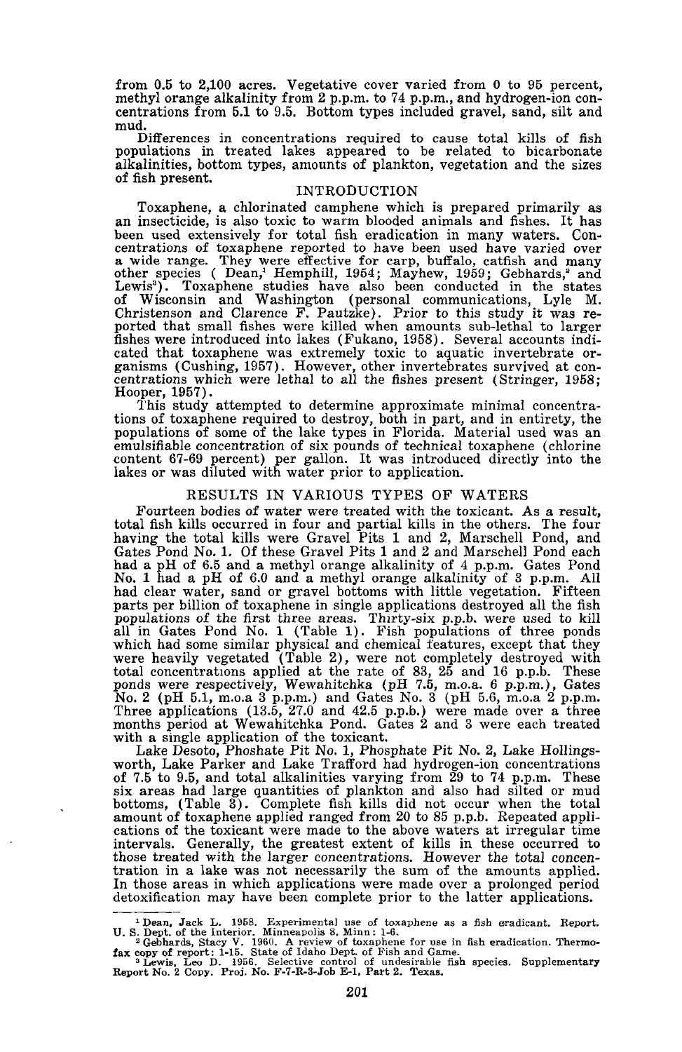from 0.5 to 2,100 acres. Vegetative cover varied from 0 to 95 percent, methyl orange alkalinity from 2 p.p.m. to 74 p.p.m., and hydrogen-ion concentrations from 5.1 to 9.5. Bottom types included gravel, sand, silt and mud.

Differences in concentrations required to cause total kills of fish populations in treated lakes appeared to be related to bicarbonate alkalinities, bottom types, amounts of plankton, vegetation and the sizes of fish present.

## INTRODUCTION

Toxaphene, a chlorinated camphene which is prepared primarily as an insecticide, is also toxic to warm blooded animals and fishes. It has been used extensively for total fish eradication in many waters. Concentrations of toxaphene reported to have been used have varied over a wide range. They were effective for carp, buffalo, catfish and many other species ( Dean,[1] Hemphill, 1954; Mayhew, 1959; Gebhards,[2] and Lewis[3]). Toxaphene studies have also been conducted in the states of Wisconsin and Washington (personal communications, Lyle M. Christenson and Clarence F. Pautzke). Prior to this study it was reported that small fishes were killed when amounts sub-lethal to larger fishes were introduced into lakes (Fukano, 1958). Several accounts indicated that toxaphene was extremely toxic to aquatic invertebrate organisms (Cushing, 1957). However, other invertebrates survived at concentrations which were lethal to all the fishes present (Stringer, 1958; Hooper, 1957).

This study attempted to determine approximate minimal concentrations of toxaphene required to destroy, both in part, and in entirety, the populations of some of the lake types in Florida. Material used was an emulsifiable concentration of six pounds of technical toxaphene (chlorine content 67-69 percent) per gallon. It was introduced directly into the lakes or was diluted with water prior to application.

## RESULTS IN VARIOUS TYPES OF WATERS

Fourteen bodies of water were treated with the toxicant. As a result, total fish kills occurred in four and partial kills in the others. The four having the total kills were Gravel Pits 1 and 2, Marschell Pond, and Gates Pond No. 1. Of these Gravel Pits 1 and 2 and Marschell Pond each had a pH of 6.5 and a methyl orange alkalinity of 4 p.p.m. Gates Pond No. 1 had a pH of 6.0 and a methyl orange alkalinity of 3 p.p.m. All had clear water, sand or gravel bottoms with little vegetation. Fifteen parts per billion of toxaphene in single applications destroyed all the fish populations of the first three areas. Thirty-six p.p.b. were used to kill all in Gates Pond No. 1 (Table 1). Fish populations of three ponds which had some similar physical and chemical features, except that they were heavily vegetated (Table 2), were not completely destroyed with total concentrations applied at the rate of 83, 25 and 16 p.p.b. These ponds were respectively, Wewahitchka (pH 7.5, m.o.a. 6 p.p.m.), Gates No. 2 (pH 5.1, m.o.a 3 p.p.m.) and Gates No. 3 (pH 5.6, m.o.a 2 p.p.m. Three applications (13.5, 27.0 and 42.5 p.p.b.) were made over a three months period at Wewahitchka Pond. Gates 2 and 3 were each treated with a single application of the toxicant.

Lake Desoto, Phoshate Pit No. 1, Phosphate Pit No. 2, Lake Hollingsworth, Lake Parker and Lake Trafford had hydrogen-ion concentrations of 7.5 to 9.5, and total alkalinities varying from 29 to 74 p.p.m. These six areas had large quantities of plankton and also had silted or mud bottoms, (Table 3). Complete fish kills did not occur when the total amount of toxaphene applied ranged from 20 to 85 p.p.b. Repeated applications of the toxicant were made to the above waters at irregular time intervals. Generally, the greatest extent of kills in these occurred to those treated with the larger concentrations. However the total concentration in a lake was not necessarily the sum of the amounts applied. In those areas in which applications were made over a prolonged period detoxification may have been complete prior to the latter applications.

---

[1] Dean, Jack L. 1958. Experimental use of toxaphene as a fish eradicant. Report. U. S. Dept. of the Interior. Minneapolis 8, Minn: 1-6.

[2] Gebhards, Stacy V. 1960. A review of toxaphene for use in fish eradication. Thermofax copy of report: 1-15. State of Idaho Dept. of Fish and Game.

[3] Lewis, Leo D. 1956. Selective control of undesirable fish species. Supplementary Report No. 2 Copy. Proj. No. F-7-R-3-Job E-1, Part 2. Texas.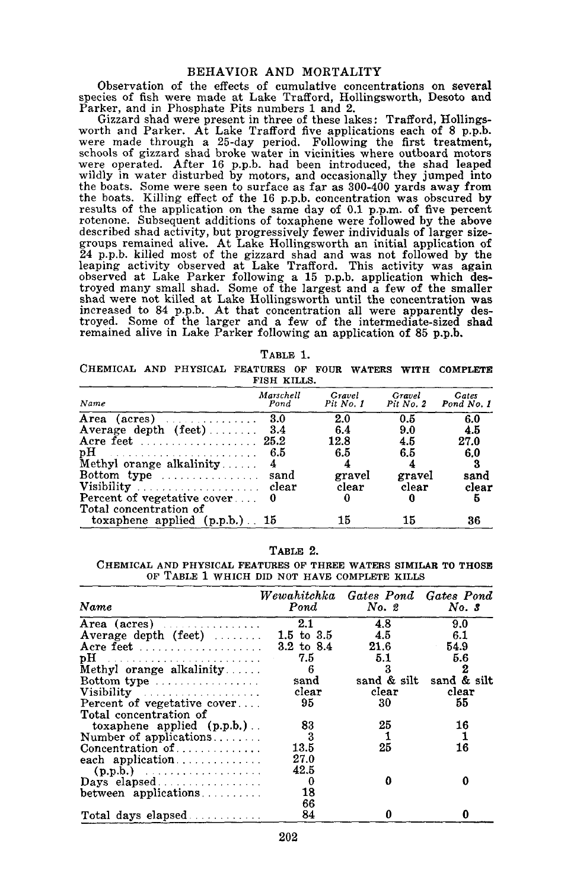## BEHAVIOR AND MORTALITY

Observation of the effects of cumulative concentrations on several species of fish were made at Lake Trafford, Hollingsworth, Desoto and Parker, and in Phosphate Pits numbers 1 and 2.

Gizzard shad were present in three of these lakes: Trafford, Hollingsworth and Parker. At Lake Trafford five applications each of 8 p.p.b. were made through a 25-day period. Following the first treatment, schools of gizzard shad broke water in vicinities where outboard motors were operated. After 16 p.p.b. had been introduced, the shad leaped wildly in water disturbed by motors, and occasionally they jumped into the boats. Some were seen to surface as far as 300-400 yards away from the boats. Killing effect of the 16 p.p.b. concentration was obscured by results of the application on the same day of 0.1 p.p.m. of five percent rotenone. Subsequent additions of toxaphene were followed by the above described shad activity, but progressively fewer individuals of larger size-groups remained alive. At Lake Hollingsworth an initial application of 24 p.p.b. killed most of the gizzard shad and was not followed by the leaping activity observed at Lake Trafford. This activity was again observed at Lake Parker following a 15 p.p.b. application which destroyed many small shad. Some of the largest and a few of the smaller shad were not killed at Lake Hollingsworth until the concentration was increased to 84 p.p.b. At that concentration all were apparently destroyed. Some of the larger and a few of the intermediate-sized shad remained alive in Lake Parker following an application of 85 p.p.b.

TABLE 1.
CHEMICAL AND PHYSICAL FEATURES OF FOUR WATERS WITH COMPLETE FISH KILLS.

| *Name* | *Marschell Pond* | *Gravel Pit No. 1* | *Gravel Pit No. 2* | *Gates Pond No. 1* |
|---|---|---|---|---|
| Area (acres) | 3.0 | 2.0 | 0.5 | 6.0 |
| Average depth (feet) | 3.4 | 6.4 | 9.0 | 4.5 |
| Acre feet | 25.2 | 12.8 | 4.5 | 27.0 |
| pH | 6.5 | 6.5 | 6.5 | 6.0 |
| Methyl orange alkalinity | 4 | 4 | 4 | 3 |
| Bottom type | sand | gravel | gravel | sand |
| Visibility | clear | clear | clear | clear |
| Percent of vegetative cover | 0 | 0 | 0 | 5 |
| Total concentration of toxaphene applied (p.p.b.) | 15 | 15 | 15 | 36 |

TABLE 2.
CHEMICAL AND PHYSICAL FEATURES OF THREE WATERS SIMILAR TO THOSE OF TABLE 1 WHICH DID NOT HAVE COMPLETE KILLS

| *Name* | *Wewahitchka Pond* | *Gates Pond No. 2* | *Gates Pond No. 3* |
|---|---|---|---|
| Area (acres) | 2.1 | 4.8 | 9.0 |
| Average depth (feet) | 1.5 to 3.5 | 4.5 | 6.1 |
| Acre feet | 3.2 to 8.4 | 21.6 | 54.9 |
| pH | 7.5 | 5.1 | 5.6 |
| Methyl orange alkalinity | 6 | 3 | 2 |
| Bottom type | sand | sand & silt | sand & silt |
| Visibility | clear | clear | clear |
| Percent of vegetative cover | 95 | 30 | 55 |
| Total concentration of toxaphene applied (p.p.b.) | 83 | 25 | 16 |
| Number of applications | 3 | 1 | 1 |
| Concentration of each application (p.p.b.) | 13.5, 27.0, 42.5 | 25 | 16 |
| Days elapsed between applications | 0, 18, 66 | 0 | 0 |
| Total days elapsed | 84 | 0 | 0 |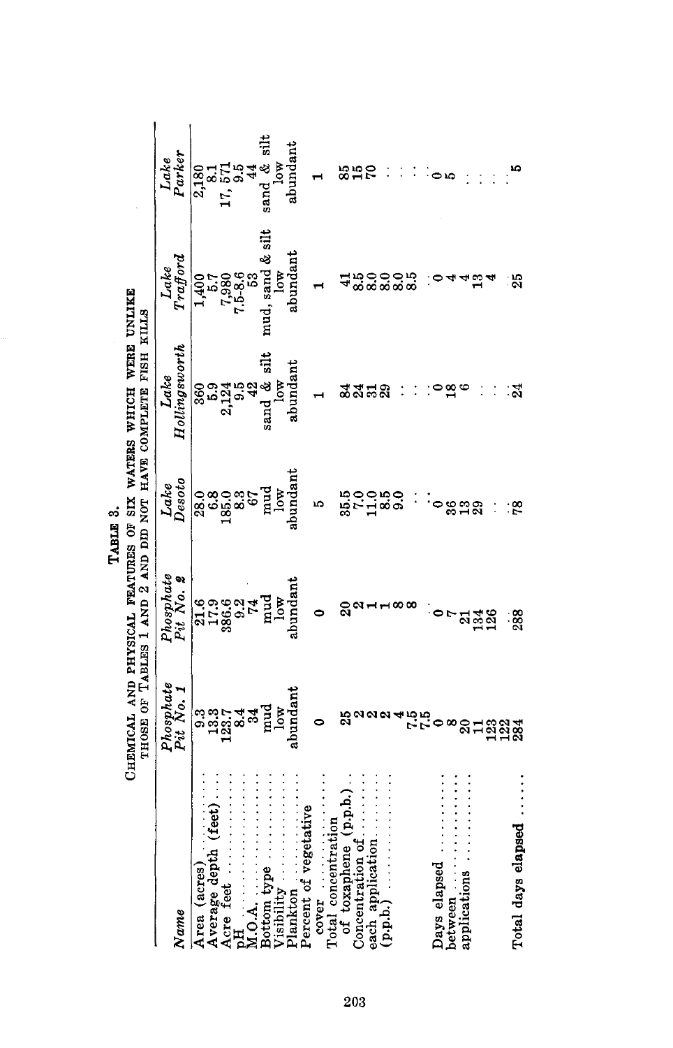TABLE 3.

CHEMICAL AND PHYSICAL FEATURES OF SIX WATERS WHICH WERE UNLIKE THOSE OF TABLES 1 AND 2 AND DID NOT HAVE COMPLETE FISH KILLS

| *Name* | *Phosphate Pit No. 1* | *Phosphate Pit No. 2* | *Lake Desoto* | *Lake Hollingsworth* | *Lake Trafford* | *Lake Parker* |
|---|---|---|---|---|---|---|
| Area (acres) | 9.3 | 21.6 | 28.0 | 360 | 1,400 | 2,180 |
| Average depth (feet) | 13.3 | 17.9 | 6.8 | 5.9 | 5.7 | 8.1 |
| Acre feet | 123.7 | 386.6 | 185.0 | 2,124 | 7,980 | 17,571 |
| pH | 8.4 | 9.2 | 8.3 | 9.5 | 7.5-8.6 | 9.5 |
| M.O.A. | 34 | 74 | 67 | 42 | 53 | 44 |
| Bottom type | mud | mud | mud | sand & silt | mud, sand & silt | sand & silt |
| Visibility | low | low | low | low | low | low |
| Plankton | abundant | abundant | abundant | abundant | abundant | abundant |
| Percent of vegetative cover | 0 | 0 | 5 | 1 | 1 | 1 |
| Total concentration of toxaphene (p.p.b.) | 25 | 20 | 35.5 | 84 | 41 | 85 |
| Concentration of each application (p.p.b.) | 2<br>2<br>2<br>4<br>7.5<br>7.5 | 2<br>1<br>1<br>8<br>8 | 7.0<br>11.0<br>8.5<br>9.0 | 24<br>31<br>29 | 8.5<br>8.0<br>8.0<br>8.0<br>8.5 | 15<br>70 |
| Days elapsed between applications | 0<br>8<br>20<br>11<br>123<br>122 | 0<br>7<br>21<br>134<br>126 | 0<br>36<br>13<br>29 | 0<br>18<br>6 | 0<br>4<br>4<br>13<br>4 | 0<br>5 |
| Total days elapsed | 284 | 288 | 78 | 24 | 25 | 5 |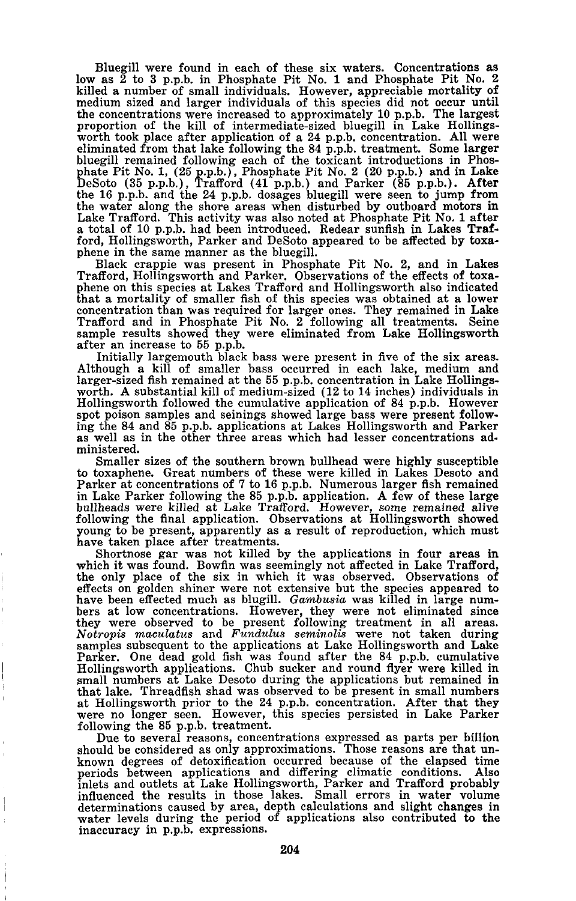Bluegill were found in each of these six waters. Concentrations as low as 2 to 3 p.p.b. in Phosphate Pit No. 1 and Phosphate Pit No. 2 killed a number of small individuals. However, appreciable mortality of medium sized and larger individuals of this species did not occur until the concentrations were increased to approximately 10 p.p.b. The largest proportion of the kill of intermediate-sized bluegill in Lake Hollingsworth took place after application of a 24 p.p.b. concentration. All were eliminated from that lake following the 84 p.p.b. treatment. Some larger bluegill remained following each of the toxicant introductions in Phosphate Pit No. 1, (25 p.p.b.), Phosphate Pit No. 2 (20 p.p.b.) and in Lake DeSoto (35 p.p.b.), Trafford (41 p.p.b.) and Parker (85 p.p.b.). After the 16 p.p.b. and the 24 p.p.b. dosages bluegill were seen to jump from the water along the shore areas when disturbed by outboard motors in Lake Trafford. This activity was also noted at Phosphate Pit No. 1 after a total of 10 p.p.b. had been introduced. Redear sunfish in Lakes Trafford, Hollingsworth, Parker and DeSoto appeared to be affected by toxaphene in the same manner as the bluegill.

Black crappie was present in Phosphate Pit No. 2, and in Lakes Trafford, Hollingsworth and Parker. Observations of the effects of toxaphene on this species at Lakes Trafford and Hollingsworth also indicated that a mortality of smaller fish of this species was obtained at a lower concentration than was required for larger ones. They remained in Lake Trafford and in Phosphate Pit No. 2 following all treatments. Seine sample results showed they were eliminated from Lake Hollingsworth after an increase to 55 p.p.b.

Initially largemouth black bass were present in five of the six areas. Although a kill of smaller bass occurred in each lake, medium and larger-sized fish remained at the 55 p.p.b. concentration in Lake Hollingsworth. A substantial kill of medium-sized (12 to 14 inches) individuals in Hollingsworth followed the cumulative application of 84 p.p.b. However spot poison samples and seinings showed large bass were present following the 84 and 85 p.p.b. applications at Lakes Hollingsworth and Parker as well as in the other three areas which had lesser concentrations administered.

Smaller sizes of the southern brown bullhead were highly susceptible to toxaphene. Great numbers of these were killed in Lakes Desoto and Parker at concentrations of 7 to 16 p.p.b. Numerous larger fish remained in Lake Parker following the 85 p.p.b. application. A few of these large bullheads were killed at Lake Trafford. However, some remained alive following the final application. Observations at Hollingsworth showed young to be present, apparently as a result of reproduction, which must have taken place after treatments.

Shortnose gar was not killed by the applications in four areas in which it was found. Bowfin was seemingly not affected in Lake Trafford, the only place of the six in which it was observed. Observations of effects on golden shiner were not extensive but the species appeared to have been effected much as blugill. *Gambusia* was killed in large numbers at low concentrations. However, they were not eliminated since they were observed to be present following treatment in all areas. *Notropis maculatus* and *Fundulus seminolis* were not taken during samples subsequent to the applications at Lake Hollingsworth and Lake Parker. One dead gold fish was found after the 84 p.p.b. cumulative Hollingsworth applications. Chub sucker and round flyer were killed in small numbers at Lake Desoto during the applications but remained in that lake. Threadfish shad was observed to be present in small numbers at Hollingsworth prior to the 24 p.p.b. concentration. After that they were no longer seen. However, this species persisted in Lake Parker following the 85 p.p.b. treatment.

Due to several reasons, concentrations expressed as parts per billion should be considered as only approximations. Those reasons are that unknown degrees of detoxification occurred because of the elapsed time periods between applications and differing climatic conditions. Also inlets and outlets at Lake Hollingsworth, Parker and Trafford probably influenced the results in those lakes. Small errors in water volume determinations caused by area, depth calculations and slight changes in water levels during the period of applications also contributed to the inaccuracy in p.p.b. expressions.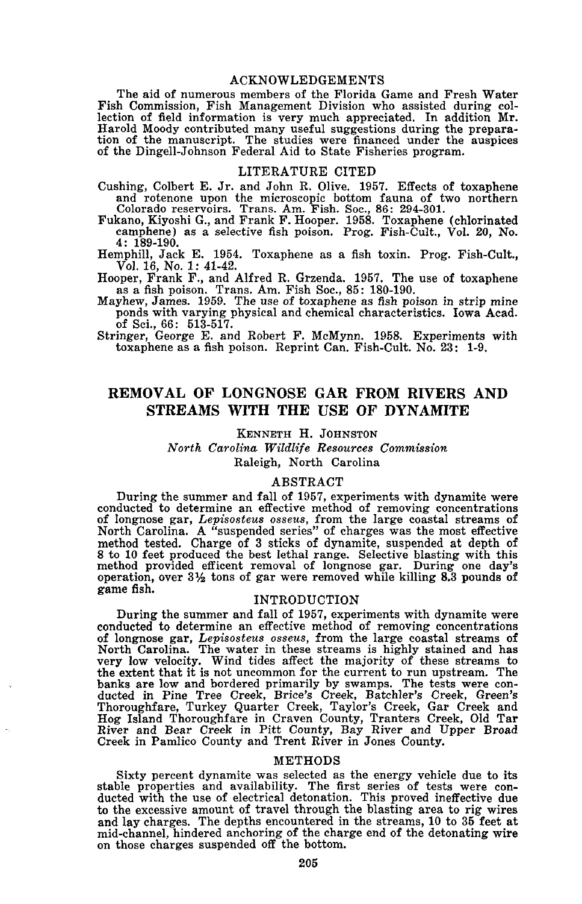## ACKNOWLEDGEMENTS

The aid of numerous members of the Florida Game and Fresh Water Fish Commission, Fish Management Division who assisted during collection of field information is very much appreciated. In addition Mr. Harold Moody contributed many useful suggestions during the preparation of the manuscript. The studies were financed under the auspices of the Dingell-Johnson Federal Aid to State Fisheries program.

## LITERATURE CITED

Cushing, Colbert E. Jr. and John R. Olive. 1957. Effects of toxaphene and rotenone upon the microscopic bottom fauna of two northern Colorado reservoirs. Trans. Am. Fish. Soc., 86: 294-301.

Fukano, Kiyoshi G., and Frank F. Hooper. 1958. Toxaphene (chlorinated camphene) as a selective fish poison. Prog. Fish-Cult., Vol. 20, No. 4: 189-190.

Hemphill, Jack E. 1954. Toxaphene as a fish toxin. Prog. Fish-Cult., Vol. 16, No. 1: 41-42.

Hooper, Frank F., and Alfred R. Grzenda. 1957. The use of toxaphene as a fish poison. Trans. Am. Fish Soc., 85: 180-190.

Mayhew, James. 1959. The use of toxaphene as fish poison in strip mine ponds with varying physical and chemical characteristics. Iowa Acad. of Sci., 66: 513-517.

Stringer, George E. and Robert F. McMynn. 1958. Experiments with toxaphene as a fish poison. Reprint Can. Fish-Cult. No. 23: 1-9.

# REMOVAL OF LONGNOSE GAR FROM RIVERS AND STREAMS WITH THE USE OF DYNAMITE

KENNETH H. JOHNSTON

*North Carolina Wildlife Resources Commission*

Raleigh, North Carolina

## ABSTRACT

During the summer and fall of 1957, experiments with dynamite were conducted to determine an effective method of removing concentrations of longnose gar, *Lepisosteus osseus*, from the large coastal streams of North Carolina. A "suspended series" of charges was the most effective method tested. Charge of 3 sticks of dynamite, suspended at depth of 8 to 10 feet produced the best lethal range. Selective blasting with this method provided efficent removal of longnose gar. During one day's operation, over 3½ tons of gar were removed while killing 8.3 pounds of game fish.

## INTRODUCTION

During the summer and fall of 1957, experiments with dynamite were conducted to determine an effective method of removing concentrations of longnose gar, *Lepisosteus osseus*, from the large coastal streams of North Carolina. The water in these streams is highly stained and has very low velocity. Wind tides affect the majority of these streams to the extent that it is not uncommon for the current to run upstream. The banks are low and bordered primarily by swamps. The tests were conducted in Pine Tree Creek, Brice's Creek, Batchler's Creek, Green's Thoroughfare, Turkey Quarter Creek, Taylor's Creek, Gar Creek and Hog Island Thoroughfare in Craven County, Tranters Creek, Old Tar River and Bear Creek in Pitt County, Bay River and Upper Broad Creek in Pamlico County and Trent River in Jones County.

## METHODS

Sixty percent dynamite was selected as the energy vehicle due to its stable properties and availability. The first series of tests were conducted with the use of electrical detonation. This proved ineffective due to the excessive amount of travel through the blasting area to rig wires and lay charges. The depths encountered in the streams, 10 to 35 feet at mid-channel, hindered anchoring of the charge end of the detonating wire on those charges suspended off the bottom.